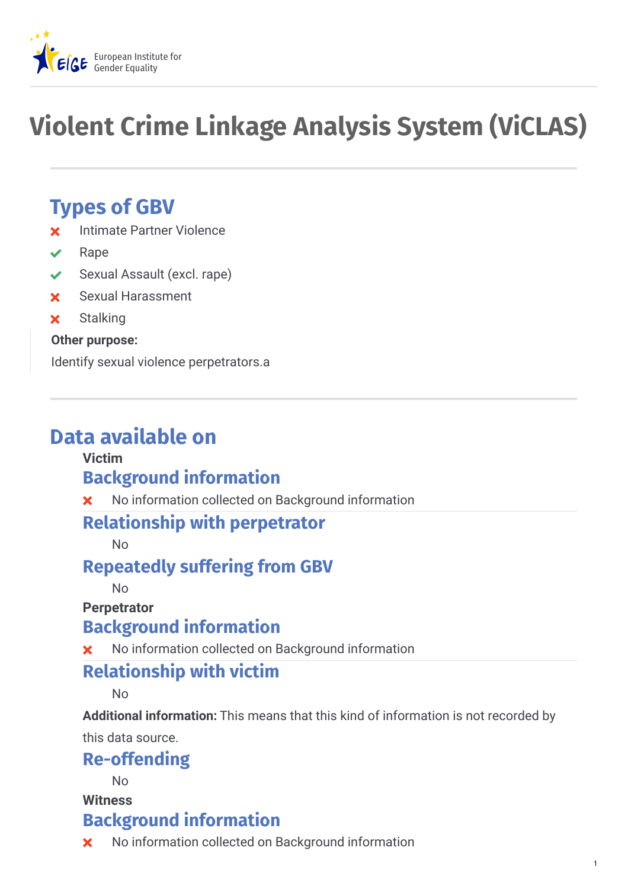# Violent Crime Linkage Analysis System (ViCLAS)

## Types of GBV

- ✗ Intimate Partner Violence
- ✓ Rape
- ✓ Sexual Assault (excl. rape)
- ✗ Sexual Harassment
- ✗ Stalking

**Other purpose:**

Identify sexual violence perpetrators.a

## Data available on

**Victim**

### Background information

- ✗ No information collected on Background information

### Relationship with perpetrator

No

### Repeatedly suffering from GBV

No

**Perpetrator**

### Background information

- ✗ No information collected on Background information

### Relationship with victim

No

**Additional information:** This means that this kind of information is not recorded by this data source.

### Re-offending

No

**Witness**

### Background information

- ✗ No information collected on Background information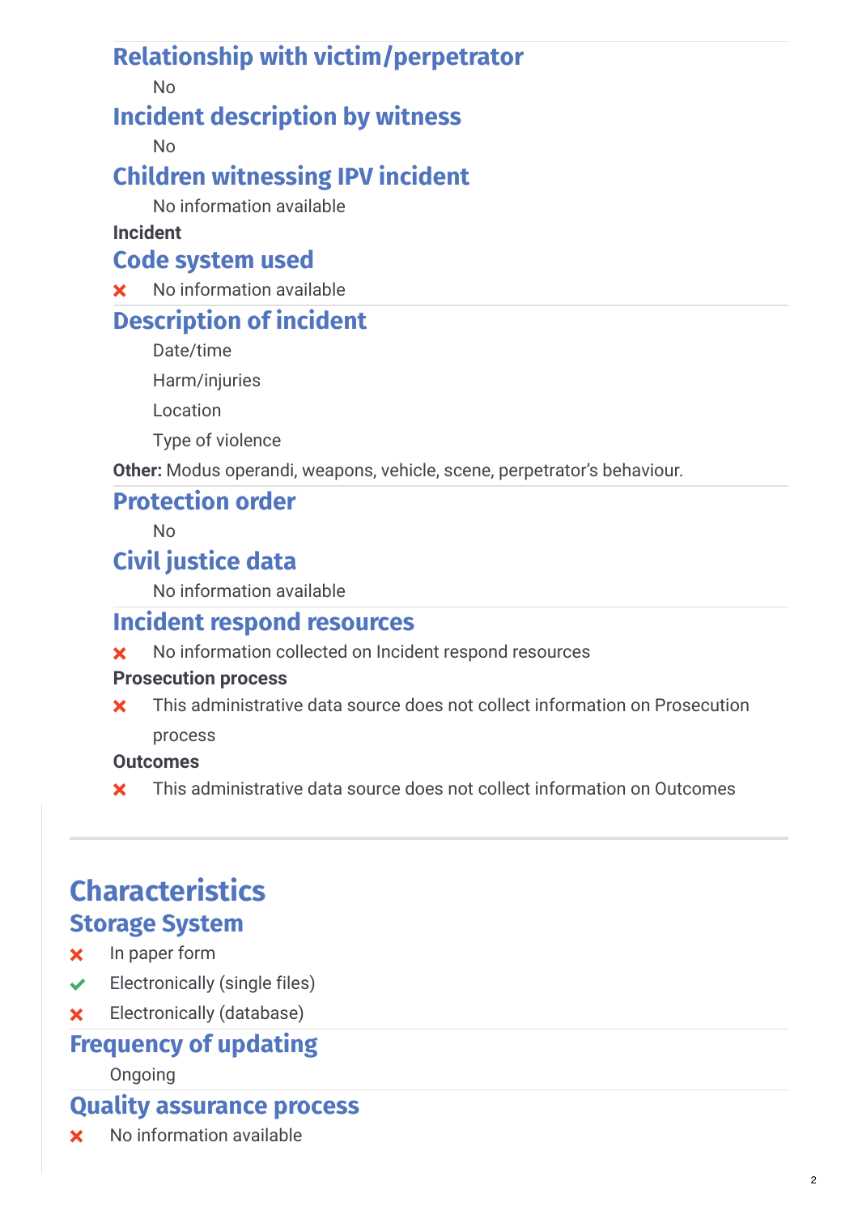## Relationship with victim/perpetrator

No

## Incident description by witness

No

## Children witnessing IPV incident

No information available

**Incident**

## Code system used

✗ No information available

## Description of incident

Date/time

Harm/injuries

Location

Type of violence

**Other:** Modus operandi, weapons, vehicle, scene, perpetrator's behaviour.

## Protection order

No

## Civil justice data

No information available

## Incident respond resources

✗ No information collected on Incident respond resources

**Prosecution process**

✗ This administrative data source does not collect information on Prosecution process

**Outcomes**

✗ This administrative data source does not collect information on Outcomes

# Characteristics

## Storage System

- ✗ In paper form
- ✓ Electronically (single files)
- ✗ Electronically (database)

## Frequency of updating

Ongoing

## Quality assurance process

✗ No information available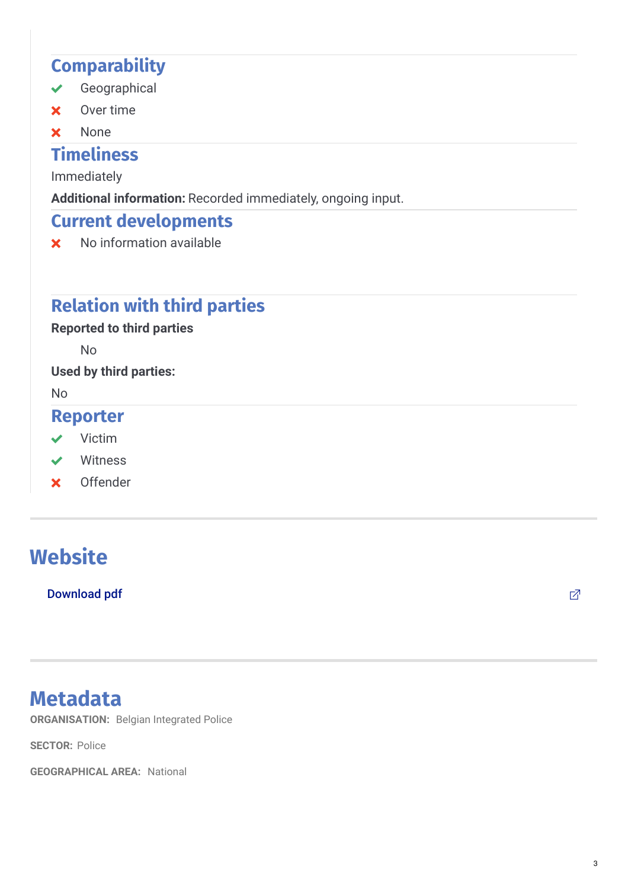## Comparability

- ✔ Geographical
- ✘ Over time
- ✘ None

## Timeliness

Immediately

**Additional information:** Recorded immediately, ongoing input.

## Current developments

- ✘ No information available

## Relation with third parties

**Reported to third parties**

No

**Used by third parties:**

No

## Reporter

- ✔ Victim
- ✔ Witness
- ✘ Offender

# Website

Download pdf

# Metadata

**ORGANISATION:** Belgian Integrated Police

**SECTOR:** Police

**GEOGRAPHICAL AREA:** National